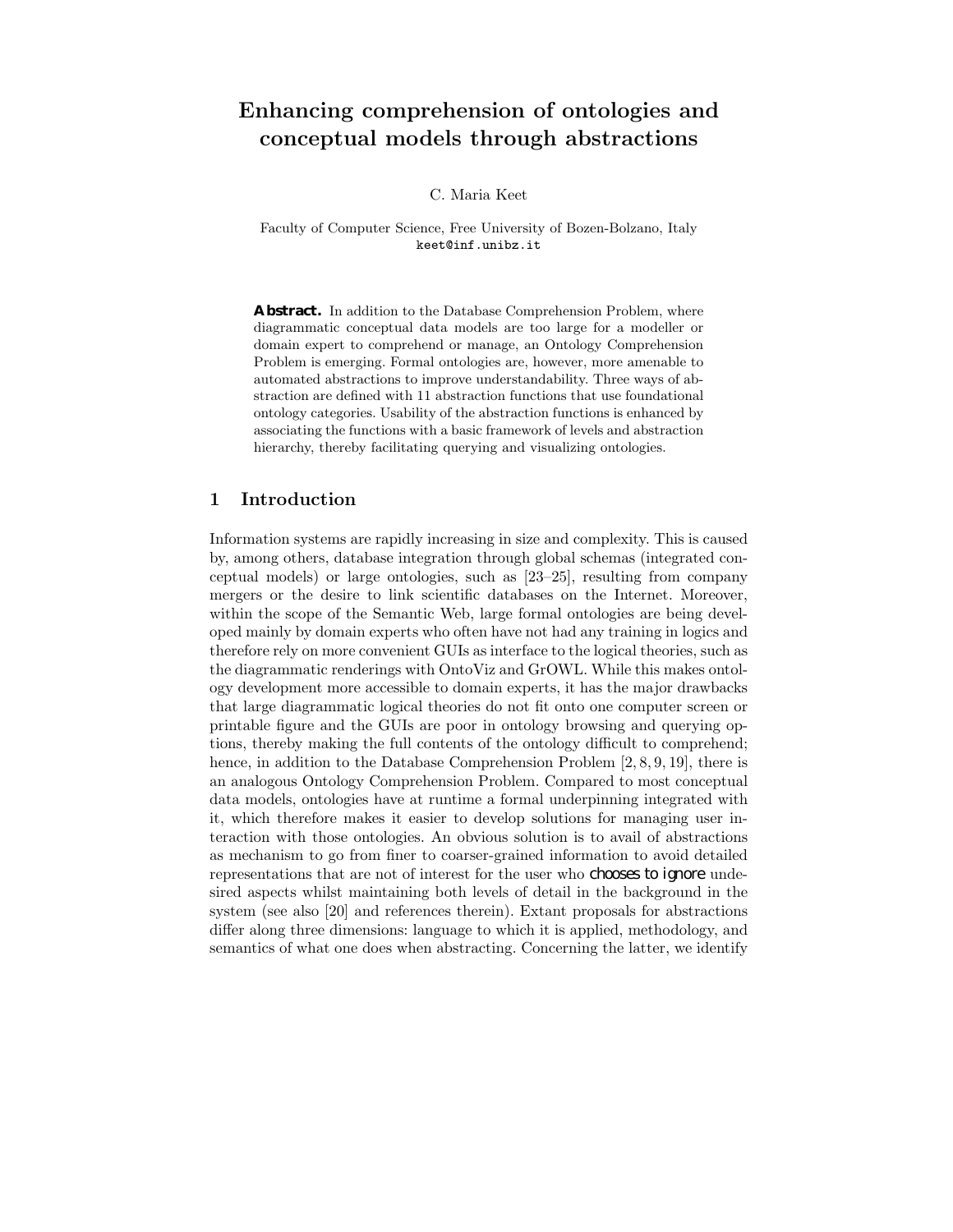# Enhancing comprehension of ontologies and conceptual models through abstractions

C. Maria Keet

Faculty of Computer Science, Free University of Bozen-Bolzano, Italy
keet@inf.unibz.it

**Abstract.** In addition to the Database Comprehension Problem, where diagrammatic conceptual data models are too large for a modeller or domain expert to comprehend or manage, an Ontology Comprehension Problem is emerging. Formal ontologies are, however, more amenable to automated abstractions to improve understandability. Three ways of abstraction are defined with 11 abstraction functions that use foundational ontology categories. Usability of the abstraction functions is enhanced by associating the functions with a basic framework of levels and abstraction hierarchy, thereby facilitating querying and visualizing ontologies.

## 1 Introduction

Information systems are rapidly increasing in size and complexity. This is caused by, among others, database integration through global schemas (integrated conceptual models) or large ontologies, such as [23–25], resulting from company mergers or the desire to link scientific databases on the Internet. Moreover, within the scope of the Semantic Web, large formal ontologies are being developed mainly by domain experts who often have not had any training in logics and therefore rely on more convenient GUIs as interface to the logical theories, such as the diagrammatic renderings with OntoViz and GrOWL. While this makes ontology development more accessible to domain experts, it has the major drawbacks that large diagrammatic logical theories do not fit onto one computer screen or printable figure and the GUIs are poor in ontology browsing and querying options, thereby making the full contents of the ontology difficult to comprehend; hence, in addition to the Database Comprehension Problem [2, 8, 9, 19], there is an analogous Ontology Comprehension Problem. Compared to most conceptual data models, ontologies have at runtime a formal underpinning integrated with it, which therefore makes it easier to develop solutions for managing user interaction with those ontologies. An obvious solution is to avail of abstractions as mechanism to go from finer to coarser-grained information to avoid detailed representations that are not of interest for the user who chooses to ignore undesired aspects whilst maintaining both levels of detail in the background in the system (see also [20] and references therein). Extant proposals for abstractions differ along three dimensions: language to which it is applied, methodology, and semantics of what one does when abstracting. Concerning the latter, we identify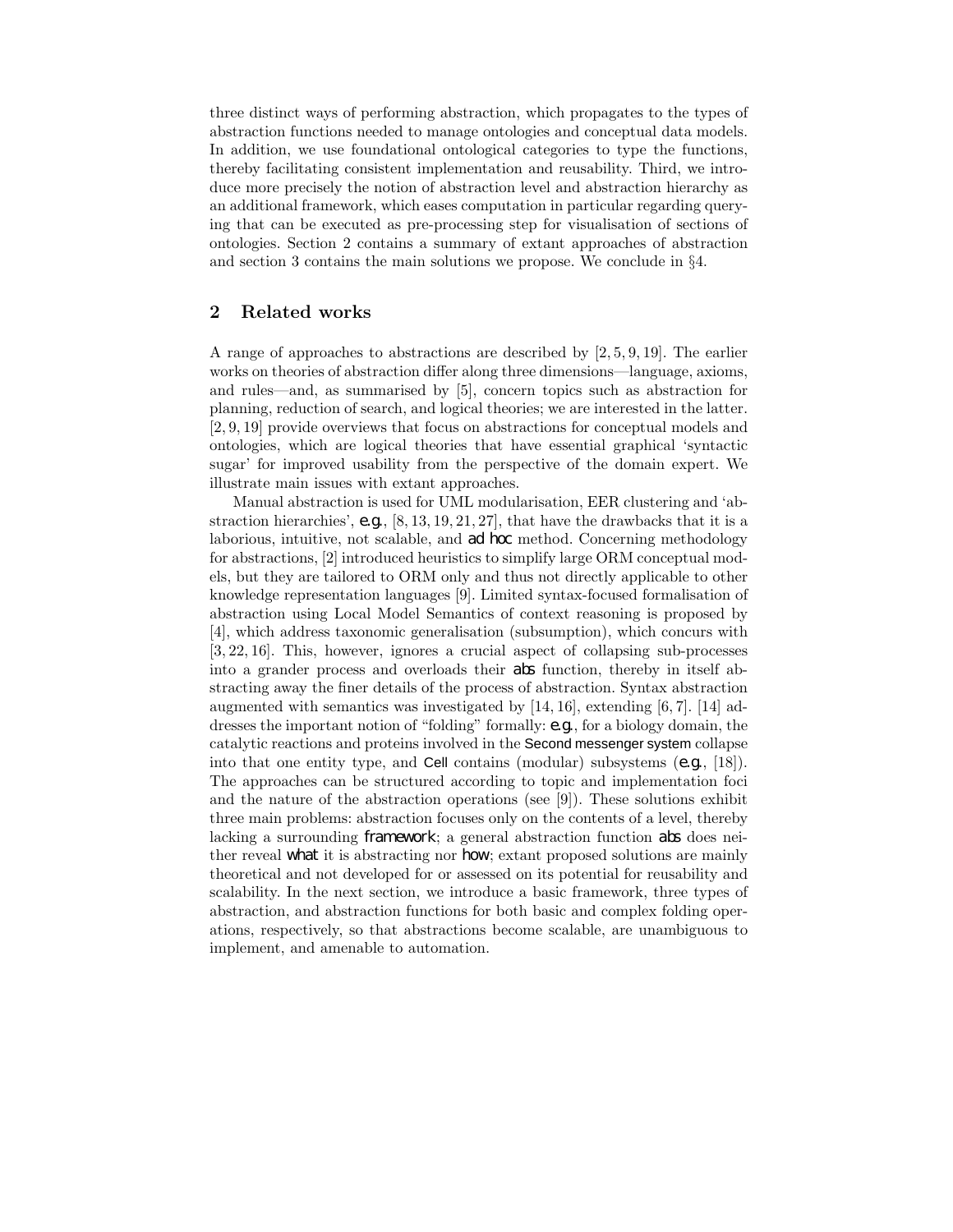three distinct ways of performing abstraction, which propagates to the types of abstraction functions needed to manage ontologies and conceptual data models. In addition, we use foundational ontological categories to type the functions, thereby facilitating consistent implementation and reusability. Third, we introduce more precisely the notion of abstraction level and abstraction hierarchy as an additional framework, which eases computation in particular regarding querying that can be executed as pre-processing step for visualisation of sections of ontologies. Section 2 contains a summary of extant approaches of abstraction and section 3 contains the main solutions we propose. We conclude in §4.

## 2 Related works

A range of approaches to abstractions are described by [2, 5, 9, 19]. The earlier works on theories of abstraction differ along three dimensions—language, axioms, and rules—and, as summarised by [5], concern topics such as abstraction for planning, reduction of search, and logical theories; we are interested in the latter. [2, 9, 19] provide overviews that focus on abstractions for conceptual models and ontologies, which are logical theories that have essential graphical 'syntactic sugar' for improved usability from the perspective of the domain expert. We illustrate main issues with extant approaches.

Manual abstraction is used for UML modularisation, EER clustering and 'abstraction hierarchies', *e.g.*, [8, 13, 19, 21, 27], that have the drawbacks that it is a laborious, intuitive, not scalable, and *ad hoc* method. Concerning methodology for abstractions, [2] introduced heuristics to simplify large ORM conceptual models, but they are tailored to ORM only and thus not directly applicable to other knowledge representation languages [9]. Limited syntax-focused formalisation of abstraction using Local Model Semantics of context reasoning is proposed by [4], which address taxonomic generalisation (subsumption), which concurs with [3, 22, 16]. This, however, ignores a crucial aspect of collapsing sub-processes into a grander process and overloads their *abs* function, thereby in itself abstracting away the finer details of the process of abstraction. Syntax abstraction augmented with semantics was investigated by [14, 16], extending [6, 7]. [14] addresses the important notion of "folding" formally: *e.g.*, for a biology domain, the catalytic reactions and proteins involved in the Second messenger system collapse into that one entity type, and Cell contains (modular) subsystems (*e.g.*, [18]). The approaches can be structured according to topic and implementation foci and the nature of the abstraction operations (see [9]). These solutions exhibit three main problems: abstraction focuses only on the contents of a level, thereby lacking a surrounding *framework*; a general abstraction function *abs* does neither reveal *what* it is abstracting nor *how*; extant proposed solutions are mainly theoretical and not developed for or assessed on its potential for reusability and scalability. In the next section, we introduce a basic framework, three types of abstraction, and abstraction functions for both basic and complex folding operations, respectively, so that abstractions become scalable, are unambiguous to implement, and amenable to automation.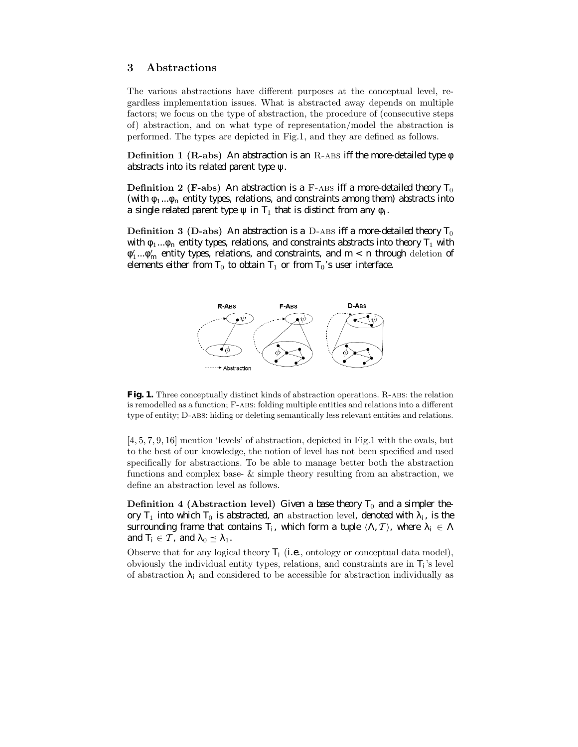## 3 Abstractions

The various abstractions have different purposes at the conceptual level, regardless implementation issues. What is abstracted away depends on multiple factors; we focus on the type of abstraction, the procedure of (consecutive steps of) abstraction, and on what type of representation/model the abstraction is performed. The types are depicted in Fig.1, and they are defined as follows.

**Definition 1 (R-abs)** *An abstraction is an* R-ABS *iff the more-detailed type* $\phi$ *abstracts into its related parent type* $\psi$.

**Definition 2 (F-abs)** *An abstraction is a* F-ABS *iff a more-detailed theory* $T_0$ *(with* $\phi_1 \ldots \phi_n$ *entity types, relations, and constraints among them) abstracts into a single related parent type* $\psi$ *in* $T_1$ *that is distinct from any* $\phi_i$.

**Definition 3 (D-abs)** *An abstraction is a* D-ABS *iff a more-detailed theory* $T_0$ *with* $\phi_1 \ldots \phi_n$ *entity types, relations, and constraints abstracts into theory* $T_1$ *with* $\phi'_1 \ldots \phi'_m$ *entity types, relations, and constraints, and* $m < n$ *through* deletion *of elements either from* $T_0$ *to obtain* $T_1$ *or from* $T_0$*'s user interface.*

**Fig. 1.** Three conceptually distinct kinds of abstraction operations. R-ABS: the relation is remodelled as a function; F-ABS: folding multiple entities and relations into a different type of entity; D-ABS: hiding or deleting semantically less relevant entities and relations.

[4, 5, 7, 9, 16] mention 'levels' of abstraction, depicted in Fig.1 with the ovals, but to the best of our knowledge, the notion of level has not been specified and used specifically for abstractions. To be able to manage better both the abstraction functions and complex base- & simple theory resulting from an abstraction, we define an abstraction level as follows.

**Definition 4 (Abstraction level)** *Given a base theory* $T_0$ *and a simpler theory* $T_1$ *into which* $T_0$ *is abstracted, an* abstraction level*, denoted with* $\lambda_i$*, is the surrounding frame that contains* $T_i$*, which form a tuple* $\langle \Lambda, \mathcal{T} \rangle$*, where* $\lambda_i \in \Lambda$ *and* $T_i \in \mathcal{T}$*, and* $\lambda_0 \preceq \lambda_1$.

Observe that for any logical theory $T_i$ (*i.e.*, ontology or conceptual data model), obviously the individual entity types, relations, and constraints are in $T_i$'s level of abstraction $\lambda_i$ and considered to be accessible for abstraction individually as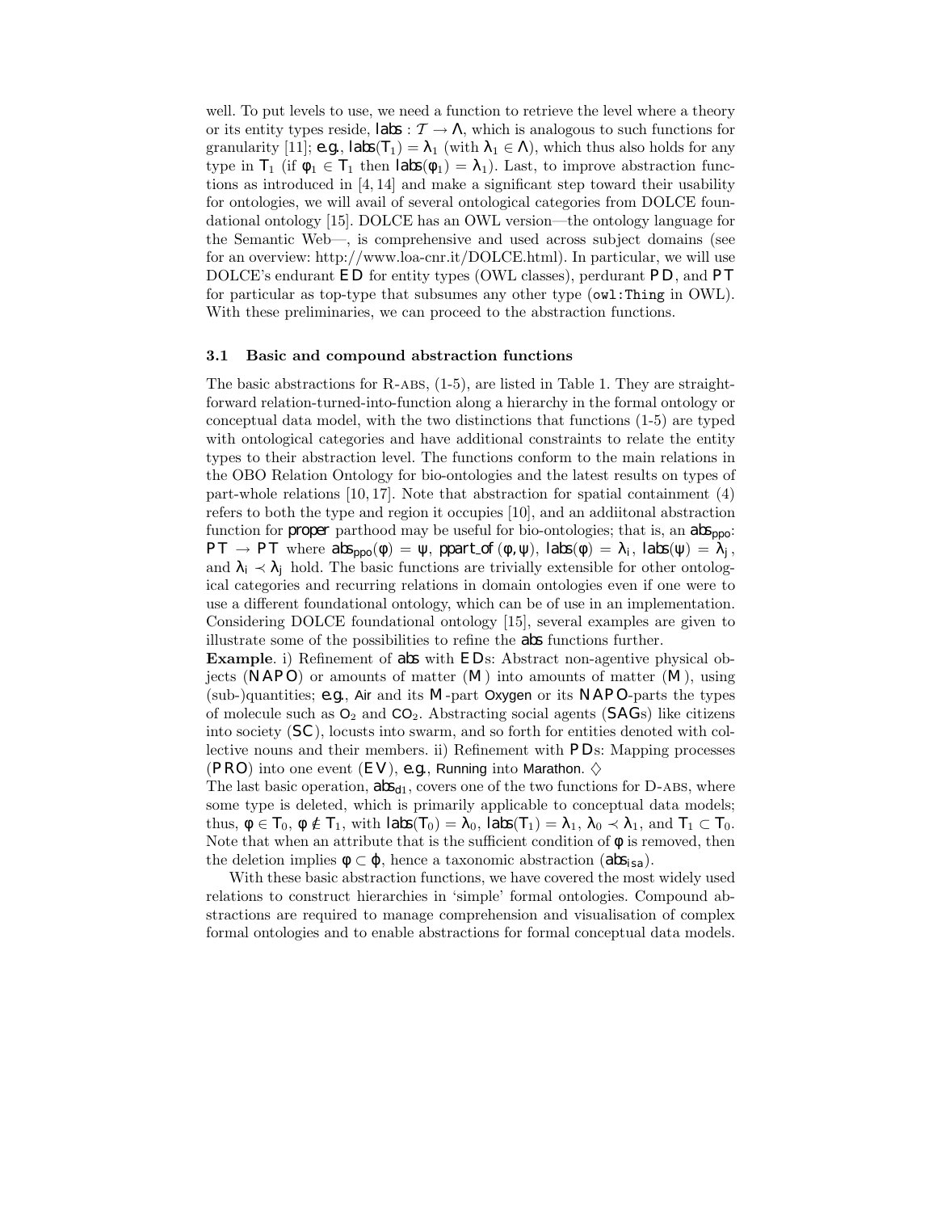well. To put levels to use, we need a function to retrieve the level where a theory or its entity types reside, $\mathsf{labs} : \mathcal{T} \rightarrow \Lambda$, which is analogous to such functions for granularity [11]; e.g., $\mathsf{labs}(\mathsf{T}_1) = \lambda_1$ (with $\lambda_1 \in \Lambda$), which thus also holds for any type in $\mathsf{T}_1$ (if $\phi_1 \in \mathsf{T}_1$ then $\mathsf{labs}(\phi_1) = \lambda_1$). Last, to improve abstraction functions as introduced in [4, 14] and make a significant step toward their usability for ontologies, we will avail of several ontological categories from DOLCE foundational ontology [15]. DOLCE has an OWL version—the ontology language for the Semantic Web—, is comprehensive and used across subject domains (see for an overview: http://www.loa-cnr.it/DOLCE.html). In particular, we will use DOLCE's endurant $\mathsf{ED}$ for entity types (OWL classes), perdurant $\mathsf{PD}$, and $\mathsf{PT}$ for particular as top-type that subsumes any other type (`owl:Thing` in OWL). With these preliminaries, we can proceed to the abstraction functions.

### 3.1 Basic and compound abstraction functions

The basic abstractions for R-ABS, (1-5), are listed in Table 1. They are straightforward relation-turned-into-function along a hierarchy in the formal ontology or conceptual data model, with the two distinctions that functions (1-5) are typed with ontological categories and have additional constraints to relate the entity types to their abstraction level. The functions conform to the main relations in the OBO Relation Ontology for bio-ontologies and the latest results on types of part-whole relations [10, 17]. Note that abstraction for spatial containment (4) refers to both the type and region it occupies [10], and an addiitonal abstraction function for *proper* parthood may be useful for bio-ontologies; that is, an $\mathsf{abs}_{ppo}$: $\mathsf{PT} \rightarrow \mathsf{PT}$ where $\mathsf{abs}_{ppo}(\phi) = \psi$, $\mathsf{ppart\_of}(\phi, \psi)$, $\mathsf{labs}(\phi) = \lambda_i$, $\mathsf{labs}(\psi) = \lambda_j$, and $\lambda_i \prec \lambda_j$ hold. The basic functions are trivially extensible for other ontological categories and recurring relations in domain ontologies even if one were to use a different foundational ontology, which can be of use in an implementation. Considering DOLCE foundational ontology [15], several examples are given to illustrate some of the possibilities to refine the $\mathsf{abs}$ functions further.

**Example**. i) Refinement of $\mathsf{abs}$ with $\mathsf{ED}$s: Abstract non-agentive physical objects ($\mathsf{NAPO}$) or amounts of matter ($\mathsf{M}$) into amounts of matter ($\mathsf{M}$), using (sub-)quantities; e.g., Air and its $\mathsf{M}$-part Oxygen or its $\mathsf{NAPO}$-parts the types of molecule such as $O_2$ and $CO_2$. Abstracting social agents ($\mathsf{SAG}$s) like citizens into society ($\mathsf{SC}$), locusts into swarm, and so forth for entities denoted with collective nouns and their members. ii) Refinement with $\mathsf{PD}$s: Mapping processes ($\mathsf{PRO}$) into one event ($\mathsf{EV}$), e.g., Running into Marathon. $\diamondsuit$

The last basic operation, $\mathsf{abs}_{d1}$, covers one of the two functions for D-ABS, where some type is deleted, which is primarily applicable to conceptual data models; thus, $\phi \in \mathsf{T}_0$, $\phi \notin \mathsf{T}_1$, with $\mathsf{labs}(\mathsf{T}_0) = \lambda_0$, $\mathsf{labs}(\mathsf{T}_1) = \lambda_1$, $\lambda_0 \prec \lambda_1$, and $\mathsf{T}_1 \subset \mathsf{T}_0$. Note that when an attribute that is the sufficient condition of $\phi$ is removed, then the deletion implies $\phi \subset \varphi$, hence a taxonomic abstraction ($\mathsf{abs}_{isa}$).

With these basic abstraction functions, we have covered the most widely used relations to construct hierarchies in 'simple' formal ontologies. Compound abstractions are required to manage comprehension and visualisation of complex formal ontologies and to enable abstractions for formal conceptual data models.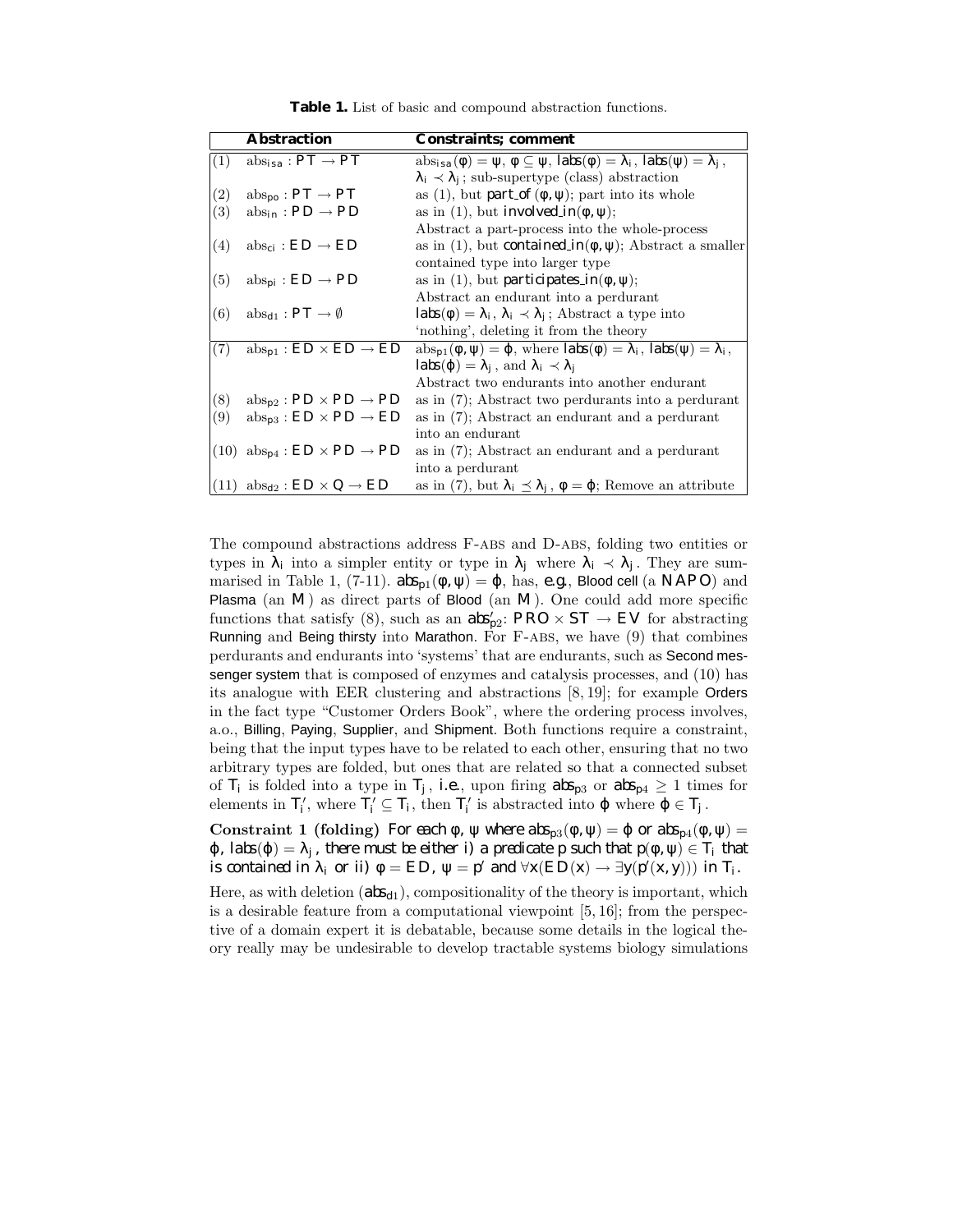**Table 1.** List of basic and compound abstraction functions.

| | Abstraction | Constraints; comment |
|---|---|---|
| (1) | $\text{abs}_{isa}: PT \to PT$ | $\text{abs}_{isa}(\phi) = \psi$, $\phi \subseteq \psi$, $labs(\phi) = \lambda_i$, $labs(\psi) = \lambda_j$, $\lambda_i \prec \lambda_j$; sub-supertype (class) abstraction |
| (2) | $\text{abs}_{po}: PT \to PT$ | as (1), but $part\_of(\phi, \psi)$; part into its whole |
| (3) | $\text{abs}_{in}: PD \to PD$ | as in (1), but $involved\_in(\phi, \psi)$; Abstract a part-process into the whole-process |
| (4) | $\text{abs}_{ci}: ED \to ED$ | as in (1), but $contained\_in(\phi, \psi)$; Abstract a smaller contained type into larger type |
| (5) | $\text{abs}_{pi}: ED \to PD$ | as in (1), but $participates\_in(\phi, \psi)$; Abstract an endurant into a perdurant |
| (6) | $\text{abs}_{d1}: PT \to \emptyset$ | $labs(\phi) = \lambda_i$, $\lambda_i \prec \lambda_j$; Abstract a type into 'nothing', deleting it from the theory |
| (7) | $\text{abs}_{p1}: ED \times ED \to ED$ | $\text{abs}_{p1}(\phi, \psi) = \varphi$, where $labs(\phi) = \lambda_i$, $labs(\psi) = \lambda_i$, $labs(\varphi) = \lambda_j$, and $\lambda_i \prec \lambda_j$ Abstract two endurants into another endurant |
| (8) | $\text{abs}_{p2}: PD \times PD \to PD$ | as in (7); Abstract two perdurants into a perdurant |
| (9) | $\text{abs}_{p3}: ED \times PD \to ED$ | as in (7); Abstract an endurant and a perdurant into an endurant |
| (10) | $\text{abs}_{p4}: ED \times PD \to PD$ | as in (7); Abstract an endurant and a perdurant into a perdurant |
| (11) | $\text{abs}_{d2}: ED \times Q \to ED$ | as in (7), but $\lambda_i \preceq \lambda_j$, $\phi = \varphi$; Remove an attribute |

The compound abstractions address F-ABS and D-ABS, folding two entities or types in $\lambda_i$ into a simpler entity or type in $\lambda_j$ where $\lambda_i \prec \lambda_j$. They are summarised in Table 1, (7-11). $abs_{p1}(\phi, \psi) = \varphi$, has, *e.g.*, Blood cell (a $NAPO$) and Plasma (an $M$) as direct parts of Blood (an $M$). One could add more specific functions that satisfy (8), such as an $abs'_{p2}$: $PRO \times ST \to EV$ for abstracting Running and Being thirsty into Marathon. For F-ABS, we have (9) that combines perdurants and endurants into 'systems' that are endurants, such as Second messenger system that is composed of enzymes and catalysis processes, and (10) has its analogue with EER clustering and abstractions [8, 19]; for example Orders in the fact type "Customer Orders Book", where the ordering process involves, a.o., Billing, Paying, Supplier, and Shipment. Both functions require a constraint, being that the input types have to be related to each other, ensuring that no two arbitrary types are folded, but ones that are related so that a connected subset of $T_i$ is folded into a type in $T_j$, *i.e.*, upon firing $abs_{p3}$ or $abs_{p4} \geq 1$ times for elements in $T_i'$, where $T_i' \subseteq T_i$, then $T_i'$ is abstracted into $\varphi$ where $\varphi \in T_j$.

**Constraint 1 (folding)** *For each $\phi, \psi$ where $abs_{p3}(\phi, \psi) = \varphi$ or $abs_{p4}(\phi, \psi) = \varphi$, $labs(\varphi) = \lambda_j$, there must be either i) a predicate $p$ such that $p(\phi, \psi) \in T_i$ that is contained in $\lambda_i$ or ii) $\phi = ED$, $\psi = p'$ and $\forall x(ED(x) \to \exists y(p'(x, y)))$ in $T_i$.*

Here, as with deletion ($abs_{d1}$), compositionality of the theory is important, which is a desirable feature from a computational viewpoint [5, 16]; from the perspective of a domain expert it is debatable, because some details in the logical theory really may be undesirable to develop tractable systems biology simulations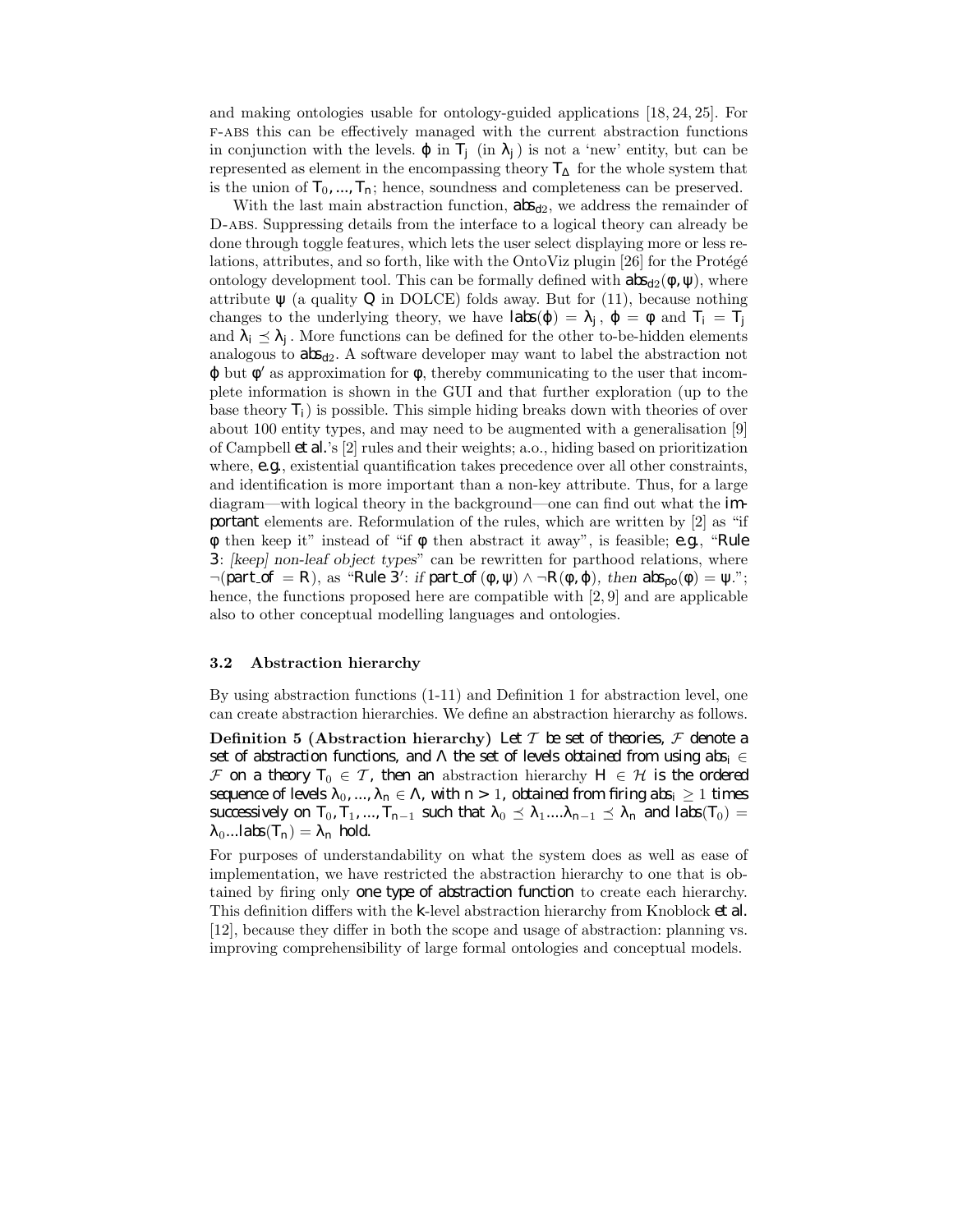and making ontologies usable for ontology-guided applications [18, 24, 25]. For F-ABS this can be effectively managed with the current abstraction functions in conjunction with the levels. $\varphi$ in $T_j$ (in $\lambda_j$) is not a 'new' entity, but can be represented as element in the encompassing theory $T_\Delta$ for the whole system that is the union of $T_0, ..., T_n$; hence, soundness and completeness can be preserved.

With the last main abstraction function, $abs_{d2}$, we address the remainder of D-ABS. Suppressing details from the interface to a logical theory can already be done through toggle features, which lets the user select displaying more or less relations, attributes, and so forth, like with the OntoViz plugin [26] for the Protégé ontology development tool. This can be formally defined with $abs_{d2}(\phi, \psi)$, where attribute $\psi$ (a quality $Q$ in DOLCE) folds away. But for (11), because nothing changes to the underlying theory, we have $labs(\varphi) = \lambda_j$, $\varphi = \phi$ and $T_i = T_j$ and $\lambda_i \preceq \lambda_j$. More functions can be defined for the other to-be-hidden elements analogous to $abs_{d2}$. A software developer may want to label the abstraction not $\varphi$ but $\phi'$ as approximation for $\phi$, thereby communicating to the user that incomplete information is shown in the GUI and that further exploration (up to the base theory $T_i$) is possible. This simple hiding breaks down with theories of over about 100 entity types, and may need to be augmented with a generalisation [9] of Campbell *et al.*'s [2] rules and their weights; a.o., hiding based on prioritization where, *e.g.*, existential quantification takes precedence over all other constraints, and identification is more important than a non-key attribute. Thus, for a large diagram—with logical theory in the background—one can find out what the *important* elements are. Reformulation of the rules, which are written by [2] as "if $\phi$ then keep it" instead of "if $\phi$ then abstract it away", is feasible; *e.g.*, "*Rule 3*: *[keep] non-leaf object types*" can be rewritten for parthood relations, where $\neg(part\_of = R)$, as "*Rule 3'*: *if* $part\_of(\phi, \psi) \wedge \neg R(\phi, \varphi)$, *then* $abs_{po}(\phi) = \psi$."; hence, the functions proposed here are compatible with [2, 9] and are applicable also to other conceptual modelling languages and ontologies.

### 3.2 Abstraction hierarchy

By using abstraction functions (1-11) and Definition 1 for abstraction level, one can create abstraction hierarchies. We define an abstraction hierarchy as follows.

**Definition 5 (Abstraction hierarchy)** *Let $\mathcal{T}$ be set of theories, $\mathcal{F}$ denote a set of abstraction functions, and $\Lambda$ the set of levels obtained from using $abs_i \in \mathcal{F}$ on a theory $T_0 \in \mathcal{T}$, then an* abstraction hierarchy *$H \in \mathcal{H}$ is the ordered sequence of levels $\lambda_0, ..., \lambda_n \in \Lambda$, with $n > 1$, obtained from firing $abs_i \geq 1$ times successively on $T_0, T_1, ..., T_{n-1}$ such that $\lambda_0 \preceq \lambda_1 .... \lambda_{n-1} \preceq \lambda_n$ and $labs(T_0) = \lambda_0 ... labs(T_n) = \lambda_n$ hold.*

For purposes of understandability on what the system does as well as ease of implementation, we have restricted the abstraction hierarchy to one that is obtained by firing only *one type of abstraction function* to create each hierarchy. This definition differs with the $k$-level abstraction hierarchy from Knoblock *et al.* [12], because they differ in both the scope and usage of abstraction: planning vs. improving comprehensibility of large formal ontologies and conceptual models.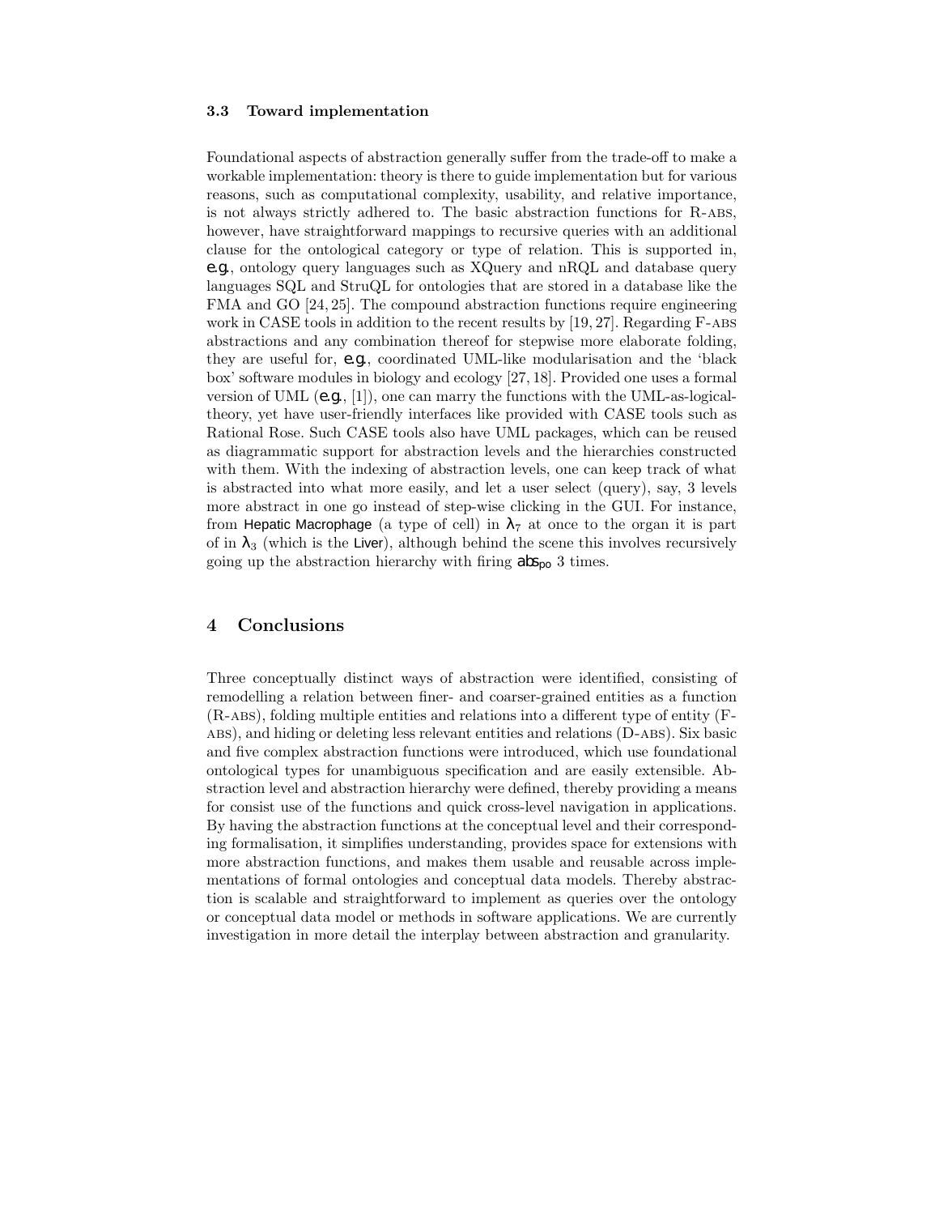### 3.3 Toward implementation

Foundational aspects of abstraction generally suffer from the trade-off to make a workable implementation: theory is there to guide implementation but for various reasons, such as computational complexity, usability, and relative importance, is not always strictly adhered to. The basic abstraction functions for R-ABS, however, have straightforward mappings to recursive queries with an additional clause for the ontological category or type of relation. This is supported in, e.g., ontology query languages such as XQuery and nRQL and database query languages SQL and StruQL for ontologies that are stored in a database like the FMA and GO [24, 25]. The compound abstraction functions require engineering work in CASE tools in addition to the recent results by [19, 27]. Regarding F-ABS abstractions and any combination thereof for stepwise more elaborate folding, they are useful for, e.g., coordinated UML-like modularisation and the 'black box' software modules in biology and ecology [27, 18]. Provided one uses a formal version of UML (e.g., [1]), one can marry the functions with the UML-as-logical-theory, yet have user-friendly interfaces like provided with CASE tools such as Rational Rose. Such CASE tools also have UML packages, which can be reused as diagrammatic support for abstraction levels and the hierarchies constructed with them. With the indexing of abstraction levels, one can keep track of what is abstracted into what more easily, and let a user select (query), say, 3 levels more abstract in one go instead of step-wise clicking in the GUI. For instance, from Hepatic Macrophage (a type of cell) in $\lambda_7$ at once to the organ it is part of in $\lambda_3$ (which is the Liver), although behind the scene this involves recursively going up the abstraction hierarchy with firing $abs_{po}$ 3 times.

## 4 Conclusions

Three conceptually distinct ways of abstraction were identified, consisting of remodelling a relation between finer- and coarser-grained entities as a function (R-ABS), folding multiple entities and relations into a different type of entity (F-ABS), and hiding or deleting less relevant entities and relations (D-ABS). Six basic and five complex abstraction functions were introduced, which use foundational ontological types for unambiguous specification and are easily extensible. Abstraction level and abstraction hierarchy were defined, thereby providing a means for consist use of the functions and quick cross-level navigation in applications. By having the abstraction functions at the conceptual level and their corresponding formalisation, it simplifies understanding, provides space for extensions with more abstraction functions, and makes them usable and reusable across implementations of formal ontologies and conceptual data models. Thereby abstraction is scalable and straightforward to implement as queries over the ontology or conceptual data model or methods in software applications. We are currently investigation in more detail the interplay between abstraction and granularity.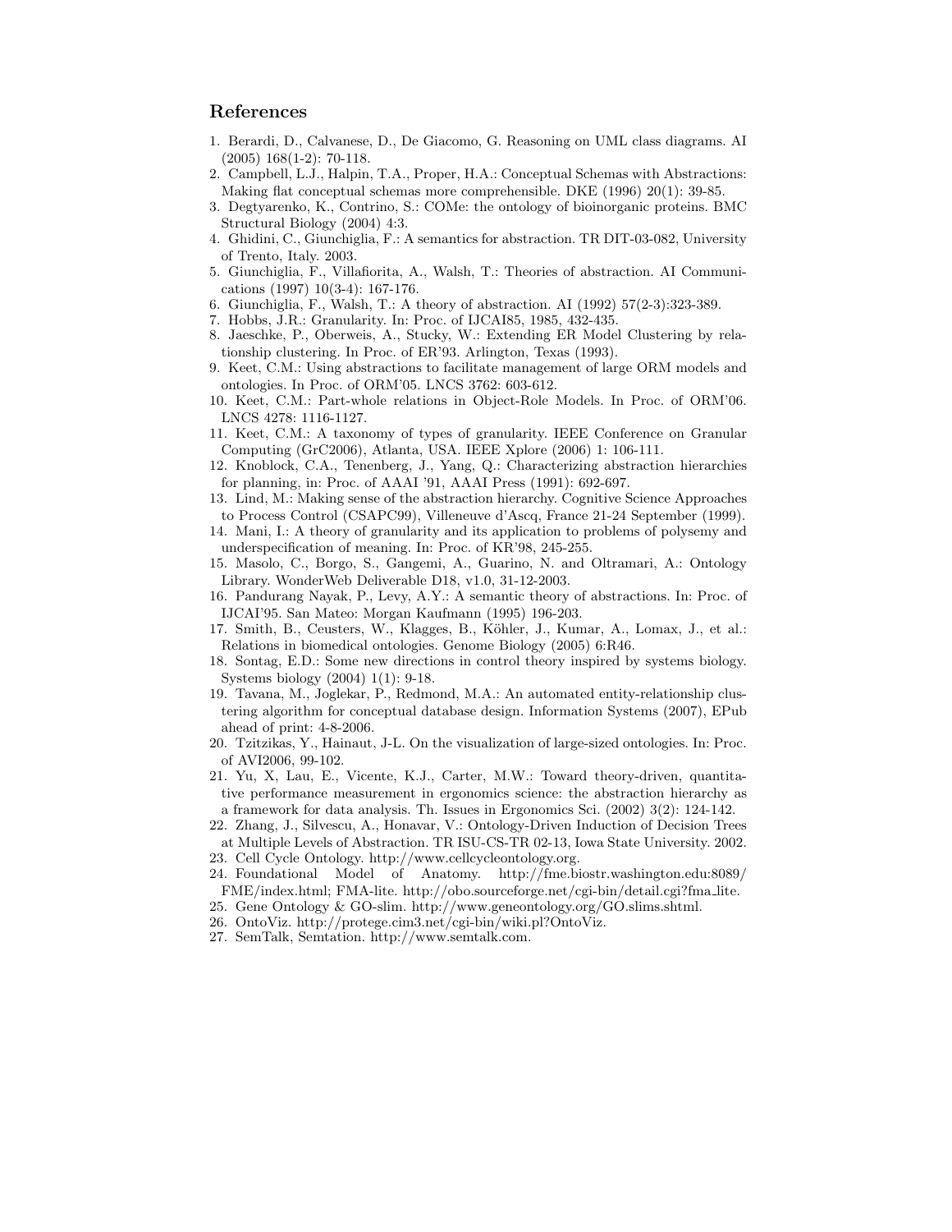## References

1. Berardi, D., Calvanese, D., De Giacomo, G. Reasoning on UML class diagrams. AI (2005) 168(1-2): 70-118.
2. Campbell, L.J., Halpin, T.A., Proper, H.A.: Conceptual Schemas with Abstractions: Making flat conceptual schemas more comprehensible. DKE (1996) 20(1): 39-85.
3. Degtyarenko, K., Contrino, S.: COMe: the ontology of bioinorganic proteins. BMC Structural Biology (2004) 4:3.
4. Ghidini, C., Giunchiglia, F.: A semantics for abstraction. TR DIT-03-082, University of Trento, Italy. 2003.
5. Giunchiglia, F., Villafiorita, A., Walsh, T.: Theories of abstraction. AI Communications (1997) 10(3-4): 167-176.
6. Giunchiglia, F., Walsh, T.: A theory of abstraction. AI (1992) 57(2-3):323-389.
7. Hobbs, J.R.: Granularity. In: Proc. of IJCAI85, 1985, 432-435.
8. Jaeschke, P., Oberweis, A., Stucky, W.: Extending ER Model Clustering by relationship clustering. In Proc. of ER'93. Arlington, Texas (1993).
9. Keet, C.M.: Using abstractions to facilitate management of large ORM models and ontologies. In Proc. of ORM'05. LNCS 3762: 603-612.
10. Keet, C.M.: Part-whole relations in Object-Role Models. In Proc. of ORM'06. LNCS 4278: 1116-1127.
11. Keet, C.M.: A taxonomy of types of granularity. IEEE Conference on Granular Computing (GrC2006), Atlanta, USA. IEEE Xplore (2006) 1: 106-111.
12. Knoblock, C.A., Tenenberg, J., Yang, Q.: Characterizing abstraction hierarchies for planning, in: Proc. of AAAI '91, AAAI Press (1991): 692-697.
13. Lind, M.: Making sense of the abstraction hierarchy. Cognitive Science Approaches to Process Control (CSAPC99), Villeneuve d'Ascq, France 21-24 September (1999).
14. Mani, I.: A theory of granularity and its application to problems of polysemy and underspecification of meaning. In: Proc. of KR'98, 245-255.
15. Masolo, C., Borgo, S., Gangemi, A., Guarino, N. and Oltramari, A.: Ontology Library. WonderWeb Deliverable D18, v1.0, 31-12-2003.
16. Pandurang Nayak, P., Levy, A.Y.: A semantic theory of abstractions. In: Proc. of IJCAI'95. San Mateo: Morgan Kaufmann (1995) 196-203.
17. Smith, B., Ceusters, W., Klagges, B., Köhler, J., Kumar, A., Lomax, J., et al.: Relations in biomedical ontologies. Genome Biology (2005) 6:R46.
18. Sontag, E.D.: Some new directions in control theory inspired by systems biology. Systems biology (2004) 1(1): 9-18.
19. Tavana, M., Joglekar, P., Redmond, M.A.: An automated entity-relationship clustering algorithm for conceptual database design. Information Systems (2007), EPub ahead of print: 4-8-2006.
20. Tzitzikas, Y., Hainaut, J-L. On the visualization of large-sized ontologies. In: Proc. of AVI2006, 99-102.
21. Yu, X, Lau, E., Vicente, K.J., Carter, M.W.: Toward theory-driven, quantitative performance measurement in ergonomics science: the abstraction hierarchy as a framework for data analysis. Th. Issues in Ergonomics Sci. (2002) 3(2): 124-142.
22. Zhang, J., Silvescu, A., Honavar, V.: Ontology-Driven Induction of Decision Trees at Multiple Levels of Abstraction. TR ISU-CS-TR 02-13, Iowa State University. 2002.
23. Cell Cycle Ontology. http://www.cellcycleontology.org.
24. Foundational Model of Anatomy. http://fme.biostr.washington.edu:8089/FME/index.html; FMA-lite. http://obo.sourceforge.net/cgi-bin/detail.cgi?fma_lite.
25. Gene Ontology & GO-slim. http://www.geneontology.org/GO.slims.shtml.
26. OntoViz. http://protege.cim3.net/cgi-bin/wiki.pl?OntoViz.
27. SemTalk, Semtation. http://www.semtalk.com.